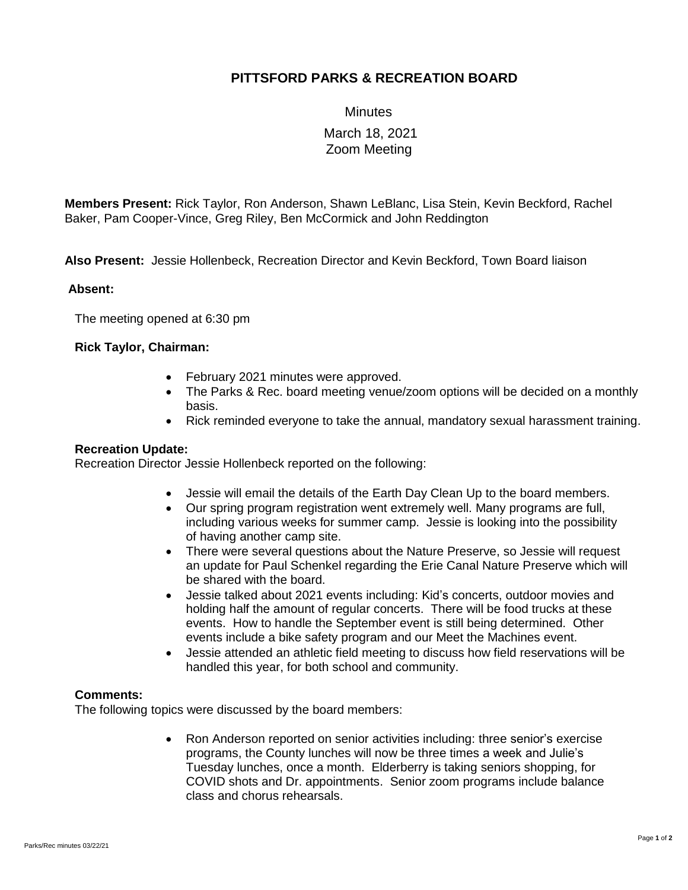# PITTSFORD PARKS & RECREATION BOARD

Minutes

March 18, 2021
Zoom Meeting

**Members Present:** Rick Taylor, Ron Anderson, Shawn LeBlanc, Lisa Stein, Kevin Beckford, Rachel Baker, Pam Cooper-Vince, Greg Riley, Ben McCormick and John Reddington

**Also Present:** Jessie Hollenbeck, Recreation Director and Kevin Beckford, Town Board liaison

**Absent:**

The meeting opened at 6:30 pm

**Rick Taylor, Chairman:**

- February 2021 minutes were approved.
- The Parks & Rec. board meeting venue/zoom options will be decided on a monthly basis.
- Rick reminded everyone to take the annual, mandatory sexual harassment training.

**Recreation Update:**
Recreation Director Jessie Hollenbeck reported on the following:

- Jessie will email the details of the Earth Day Clean Up to the board members.
- Our spring program registration went extremely well. Many programs are full, including various weeks for summer camp. Jessie is looking into the possibility of having another camp site.
- There were several questions about the Nature Preserve, so Jessie will request an update for Paul Schenkel regarding the Erie Canal Nature Preserve which will be shared with the board.
- Jessie talked about 2021 events including: Kid's concerts, outdoor movies and holding half the amount of regular concerts. There will be food trucks at these events. How to handle the September event is still being determined. Other events include a bike safety program and our Meet the Machines event.
- Jessie attended an athletic field meeting to discuss how field reservations will be handled this year, for both school and community.

**Comments:**
The following topics were discussed by the board members:

- Ron Anderson reported on senior activities including: three senior's exercise programs, the County lunches will now be three times a week and Julie's Tuesday lunches, once a month. Elderberry is taking seniors shopping, for COVID shots and Dr. appointments. Senior zoom programs include balance class and chorus rehearsals.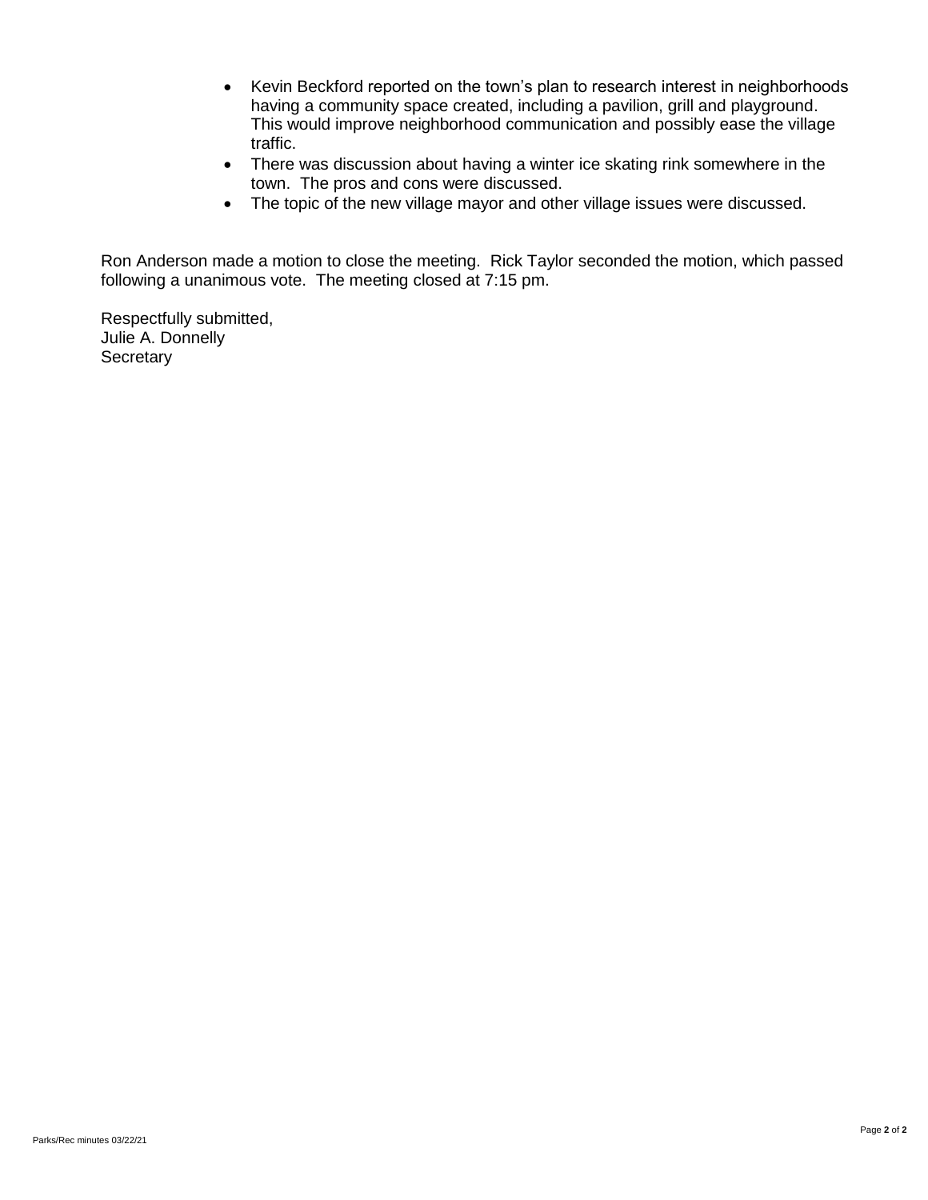- Kevin Beckford reported on the town's plan to research interest in neighborhoods having a community space created, including a pavilion, grill and playground. This would improve neighborhood communication and possibly ease the village traffic.
- There was discussion about having a winter ice skating rink somewhere in the town. The pros and cons were discussed.
- The topic of the new village mayor and other village issues were discussed.

Ron Anderson made a motion to close the meeting. Rick Taylor seconded the motion, which passed following a unanimous vote. The meeting closed at 7:15 pm.

Respectfully submitted,
Julie A. Donnelly
Secretary